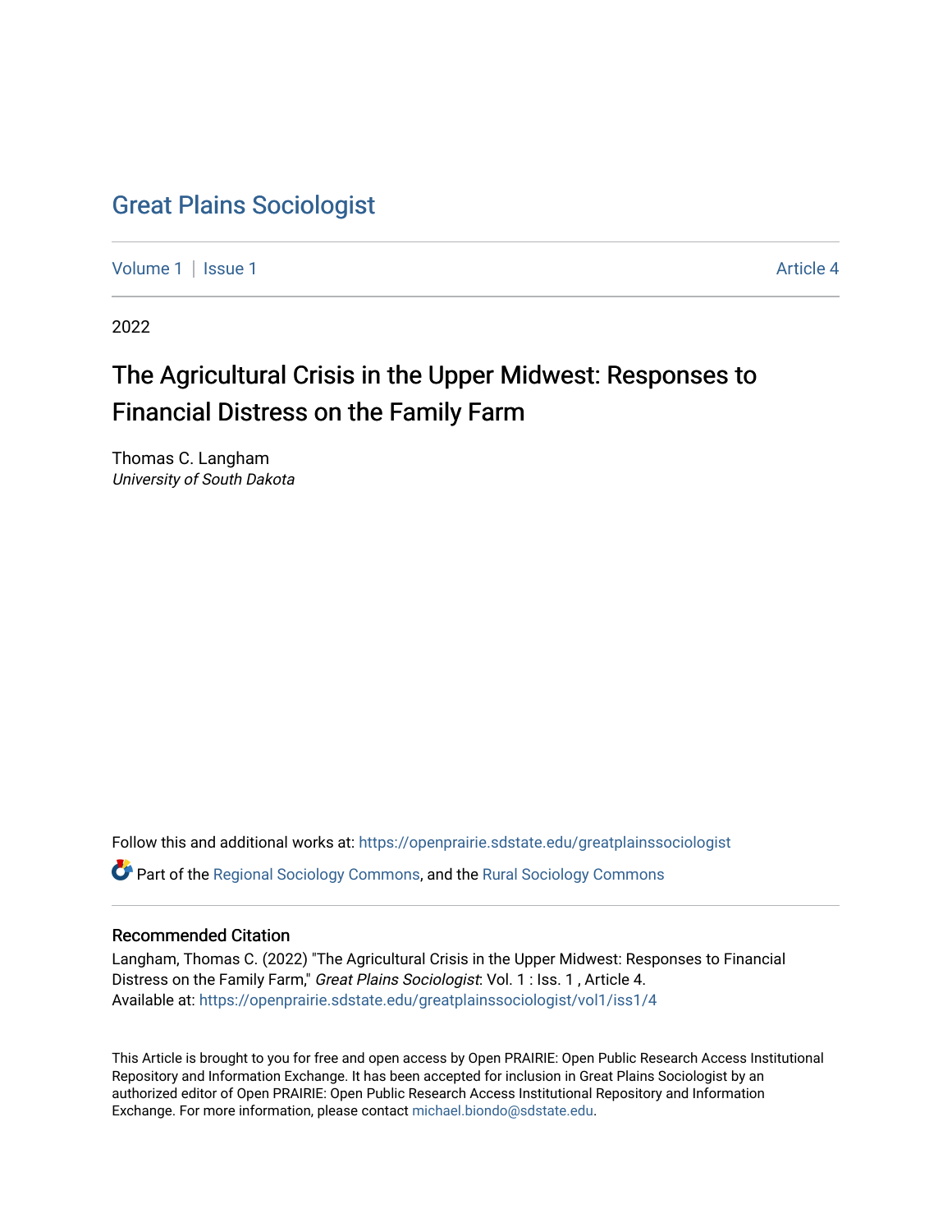# Great Plains Sociologist

Volume 1 | Issue 1 Article 4

2022

## The Agricultural Crisis in the Upper Midwest: Responses to Financial Distress on the Family Farm

Thomas C. Langham
*University of South Dakota*

Follow this and additional works at: https://openprairie.sdstate.edu/greatplainssociologist

Part of the Regional Sociology Commons, and the Rural Sociology Commons

### Recommended Citation

Langham, Thomas C. (2022) "The Agricultural Crisis in the Upper Midwest: Responses to Financial Distress on the Family Farm," *Great Plains Sociologist*: Vol. 1 : Iss. 1 , Article 4.
Available at: https://openprairie.sdstate.edu/greatplainssociologist/vol1/iss1/4

This Article is brought to you for free and open access by Open PRAIRIE: Open Public Research Access Institutional Repository and Information Exchange. It has been accepted for inclusion in Great Plains Sociologist by an authorized editor of Open PRAIRIE: Open Public Research Access Institutional Repository and Information Exchange. For more information, please contact michael.biondo@sdstate.edu.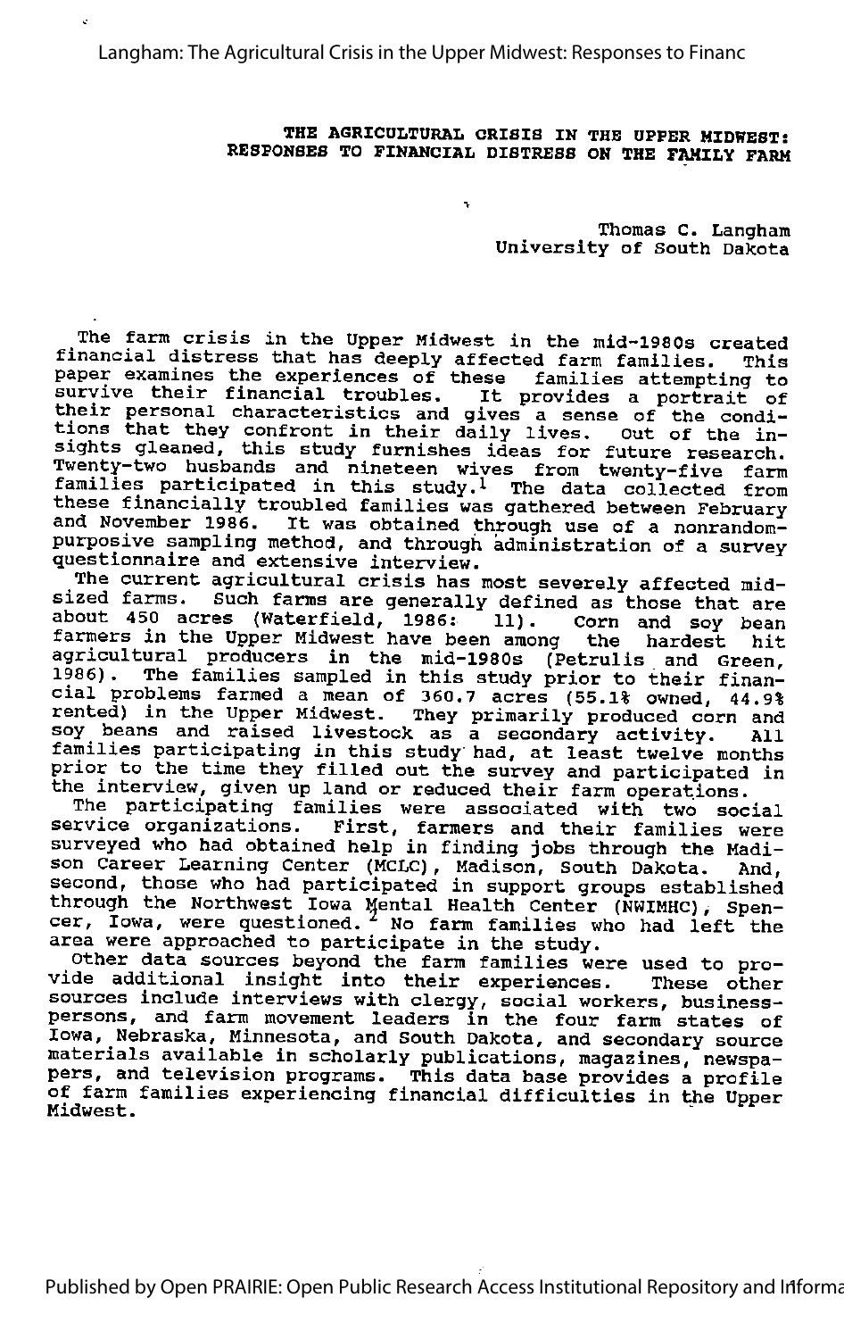# THE AGRICULTURAL CRISIS IN THE UPPER MIDWEST: RESPONSES TO FINANCIAL DISTRESS ON THE FAMILY FARM

Thomas C. Langham
University of South Dakota

The farm crisis in the Upper Midwest in the mid-1980s created financial distress that has deeply affected farm families. This paper examines the experiences of these families attempting to survive their financial troubles. It provides a portrait of their personal characteristics and gives a sense of the conditions that they confront in their daily lives. Out of the insights gleaned, this study furnishes ideas for future research. Twenty-two husbands and nineteen wives from twenty-five farm families participated in this study.[1] The data collected from these financially troubled families was gathered between February and November 1986. It was obtained through use of a nonrandom-purposive sampling method, and through administration of a survey questionnaire and extensive interview.

The current agricultural crisis has most severely affected mid-sized farms. Such farms are generally defined as those that are about 450 acres (Waterfield, 1986: 11). Corn and soy bean farmers in the Upper Midwest have been among the hardest hit agricultural producers in the mid-1980s (Petrulis and Green, 1986). The families sampled in this study prior to their financial problems farmed a mean of 360.7 acres (55.1% owned, 44.9% rented) in the Upper Midwest. They primarily produced corn and soy beans and raised livestock as a secondary activity. All families participating in this study had, at least twelve months prior to the time they filled out the survey and participated in the interview, given up land or reduced their farm operations.

The participating families were associated with two social service organizations. First, farmers and their families were surveyed who had obtained help in finding jobs through the Madison Career Learning Center (MCLC), Madison, South Dakota. And, second, those who had participated in support groups established through the Northwest Iowa Mental Health Center (NWIMHC), Spencer, Iowa, were questioned.[2] No farm families who had left the area were approached to participate in the study.

Other data sources beyond the farm families were used to provide additional insight into their experiences. These other sources include interviews with clergy, social workers, businesspersons, and farm movement leaders in the four farm states of Iowa, Nebraska, Minnesota, and South Dakota, and secondary source materials available in scholarly publications, magazines, newspapers, and television programs. This data base provides a profile of farm families experiencing financial difficulties in the Upper Midwest.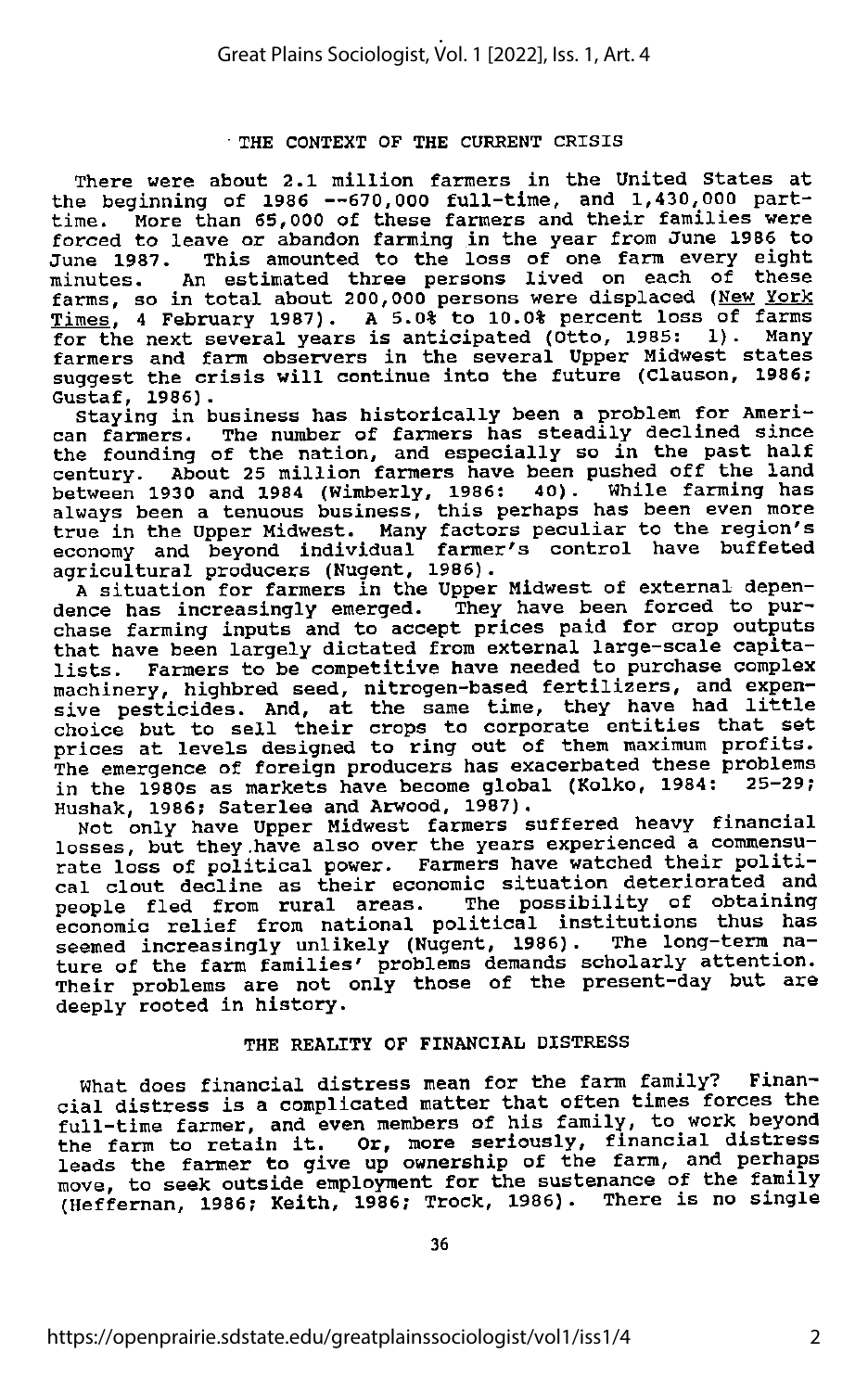## THE CONTEXT OF THE CURRENT CRISIS

There were about 2.1 million farmers in the United States at the beginning of 1986 --670,000 full-time, and 1,430,000 part-time. More than 65,000 of these farmers and their families were forced to leave or abandon farming in the year from June 1986 to June 1987. This amounted to the loss of one farm every eight minutes. An estimated three persons lived on each of these farms, so in total about 200,000 persons were displaced (*New York Times*, 4 February 1987). A 5.0% to 10.0% percent loss of farms for the next several years is anticipated (Otto, 1985: 1). Many farmers and farm observers in the several Upper Midwest states suggest the crisis will continue into the future (Clauson, 1986; Gustaf, 1986).

Staying in business has historically been a problem for American farmers. The number of farmers has steadily declined since the founding of the nation, and especially so in the past half century. About 25 million farmers have been pushed off the land between 1930 and 1984 (Wimberly, 1986: 40). While farming has always been a tenuous business, this perhaps has been even more true in the Upper Midwest. Many factors peculiar to the region's economy and beyond individual farmer's control have buffeted agricultural producers (Nugent, 1986).

A situation for farmers in the Upper Midwest of external dependence has increasingly emerged. They have been forced to purchase farming inputs and to accept prices paid for crop outputs that have been largely dictated from external large-scale capitalists. Farmers to be competitive have needed to purchase complex machinery, highbred seed, nitrogen-based fertilizers, and expensive pesticides. And, at the same time, they have had little choice but to sell their crops to corporate entities that set prices at levels designed to ring out of them maximum profits. The emergence of foreign producers has exacerbated these problems in the 1980s as markets have become global (Kolko, 1984: 25-29; Hushak, 1986; Saterlee and Arwood, 1987).

Not only have Upper Midwest farmers suffered heavy financial losses, but they have also over the years experienced a commensurate loss of political power. Farmers have watched their political clout decline as their economic situation deteriorated and people fled from rural areas. The possibility of obtaining economic relief from national political institutions thus has seemed increasingly unlikely (Nugent, 1986). The long-term nature of the farm families' problems demands scholarly attention. Their problems are not only those of the present-day but are deeply rooted in history.

## THE REALITY OF FINANCIAL DISTRESS

What does financial distress mean for the farm family? Financial distress is a complicated matter that often times forces the full-time farmer, and even members of his family, to work beyond the farm to retain it. Or, more seriously, financial distress leads the farmer to give up ownership of the farm, and perhaps move, to seek outside employment for the sustenance of the family (Heffernan, 1986; Keith, 1986; Trock, 1986). There is no single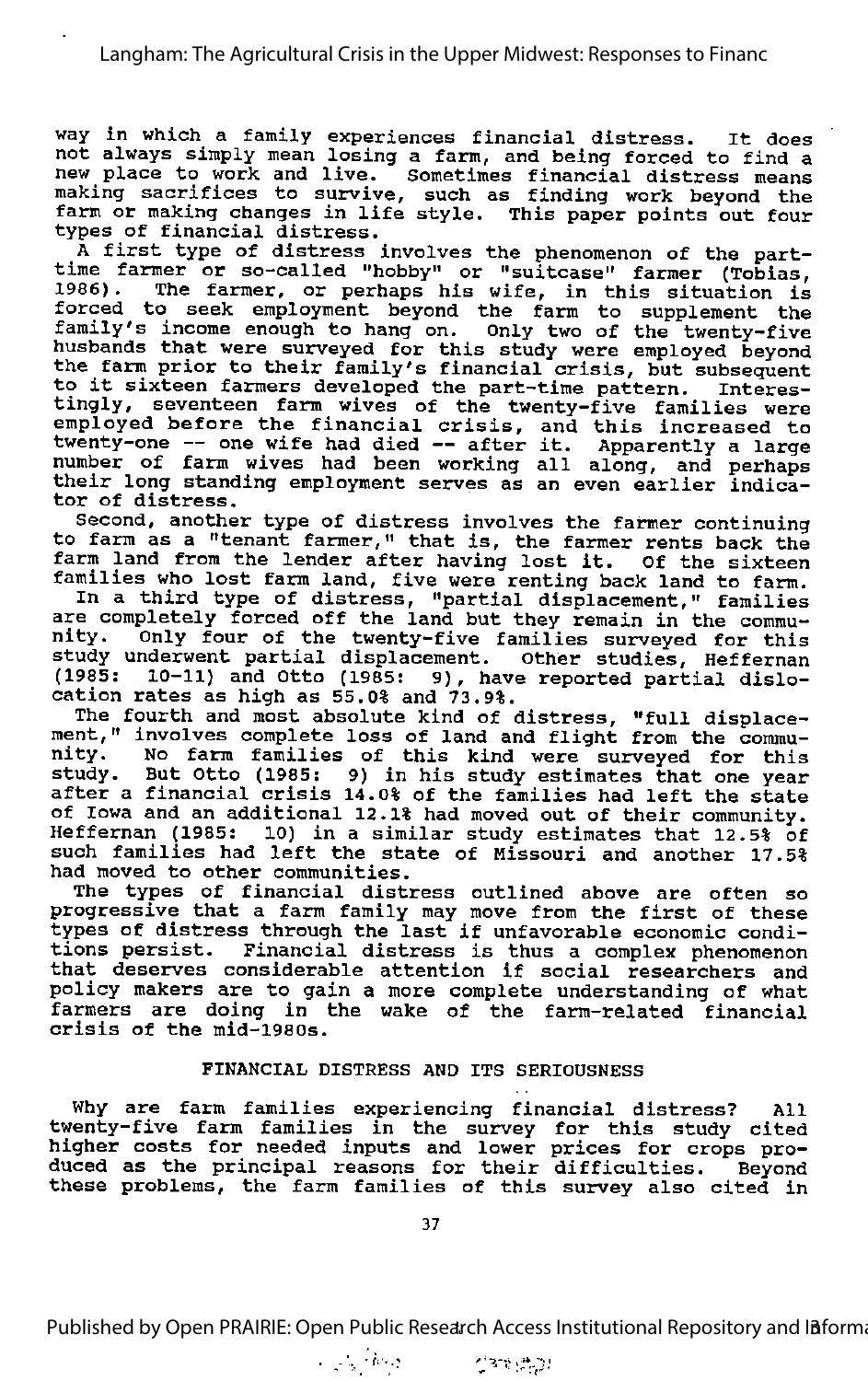way in which a family experiences financial distress. It does not always simply mean losing a farm, and being forced to find a new place to work and live. Sometimes financial distress means making sacrifices to survive, such as finding work beyond the farm or making changes in life style. This paper points out four types of financial distress.

A first type of distress involves the phenomenon of the part-time farmer or so-called "hobby" or "suitcase" farmer (Tobias, 1986). The farmer, or perhaps his wife, in this situation is forced to seek employment beyond the farm to supplement the family's income enough to hang on. Only two of the twenty-five husbands that were surveyed for this study were employed beyond the farm prior to their family's financial crisis, but subsequent to it sixteen farmers developed the part-time pattern. Interestingly, seventeen farm wives of the twenty-five families were employed before the financial crisis, and this increased to twenty-one -- one wife had died -- after it. Apparently a large number of farm wives had been working all along, and perhaps their long standing employment serves as an even earlier indicator of distress.

Second, another type of distress involves the farmer continuing to farm as a "tenant farmer," that is, the farmer rents back the farm land from the lender after having lost it. Of the sixteen families who lost farm land, five were renting back land to farm.

In a third type of distress, "partial displacement," families are completely forced off the land but they remain in the community. Only four of the twenty-five families surveyed for this study underwent partial displacement. Other studies, Heffernan (1985: 10-11) and Otto (1985: 9), have reported partial dislocation rates as high as 55.0% and 73.9%.

The fourth and most absolute kind of distress, "full displacement," involves complete loss of land and flight from the community. No farm families of this kind were surveyed for this study. But Otto (1985: 9) in his study estimates that one year after a financial crisis 14.0% of the families had left the state of Iowa and an additional 12.1% had moved out of their community. Heffernan (1985: 10) in a similar study estimates that 12.5% of such families had left the state of Missouri and another 17.5% had moved to other communities.

The types of financial distress outlined above are often so progressive that a farm family may move from the first of these types of distress through the last if unfavorable economic conditions persist. Financial distress is thus a complex phenomenon that deserves considerable attention if social researchers and policy makers are to gain a more complete understanding of what farmers are doing in the wake of the farm-related financial crisis of the mid-1980s.

## FINANCIAL DISTRESS AND ITS SERIOUSNESS

Why are farm families experiencing financial distress? All twenty-five farm families in the survey for this study cited higher costs for needed inputs and lower prices for crops produced as the principal reasons for their difficulties. Beyond these problems, the farm families of this survey also cited in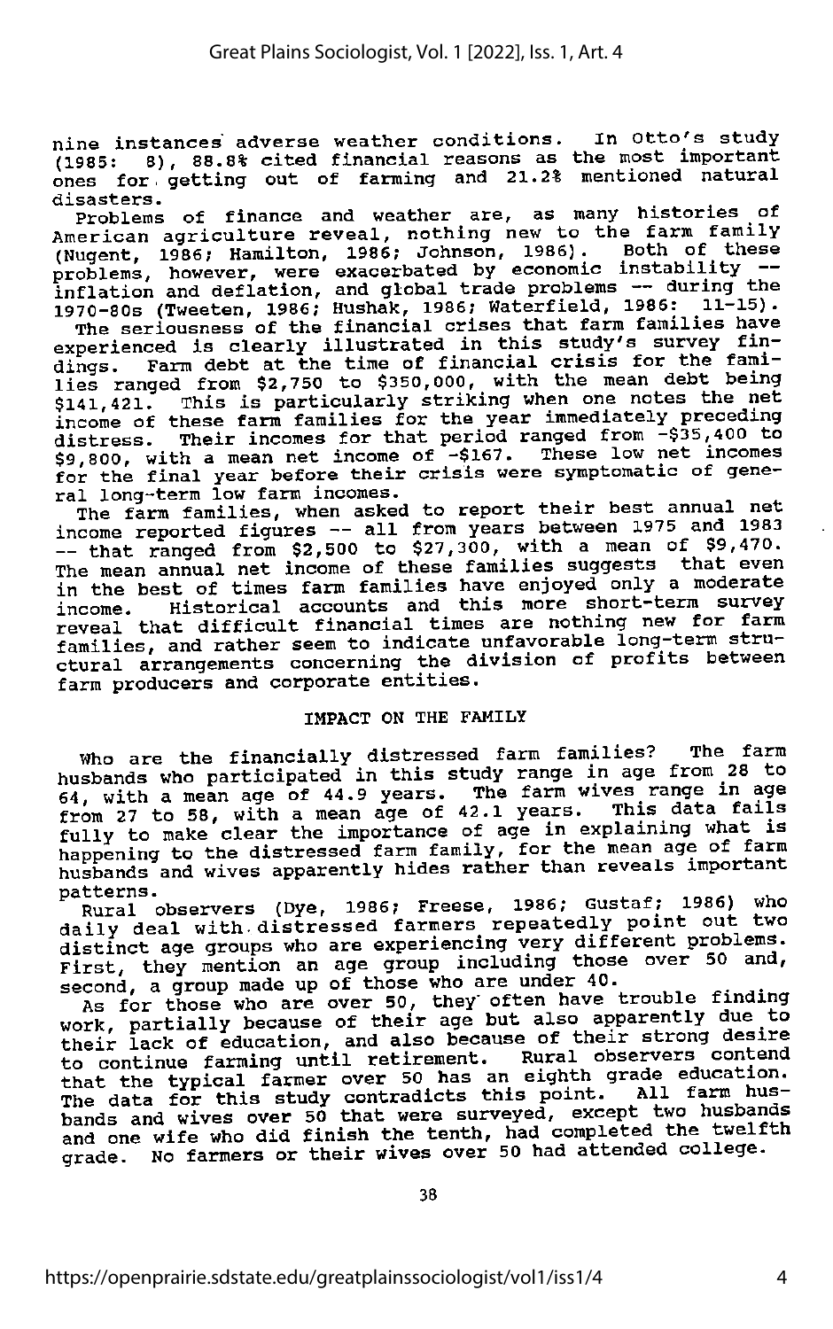nine instances adverse weather conditions. In Otto's study (1985: 8), 88.8% cited financial reasons as the most important ones for getting out of farming and 21.2% mentioned natural disasters.

Problems of finance and weather are, as many histories of American agriculture reveal, nothing new to the farm family (Nugent, 1986; Hamilton, 1986; Johnson, 1986). Both of these problems, however, were exacerbated by economic instability -- inflation and deflation, and global trade problems -- during the 1970-80s (Tweeten, 1986; Hushak, 1986; Waterfield, 1986: 11-15).

The seriousness of the financial crises that farm families have experienced is clearly illustrated in this study's survey findings. Farm debt at the time of financial crisis for the families ranged from $2,750 to $350,000, with the mean debt being $141,421. This is particularly striking when one notes the net income of these farm families for the year immediately preceding distress. Their incomes for that period ranged from -$35,400 to $9,800, with a mean net income of -$167. These low net incomes for the final year before their crisis were symptomatic of general long-term low farm incomes.

The farm families, when asked to report their best annual net income reported figures -- all from years between 1975 and 1983 -- that ranged from $2,500 to $27,300, with a mean of $9,470. The mean annual net income of these families suggests that even in the best of times farm families have enjoyed only a moderate income. Historical accounts and this more short-term survey reveal that difficult financial times are nothing new for farm families, and rather seem to indicate unfavorable long-term structural arrangements concerning the division of profits between farm producers and corporate entities.

## IMPACT ON THE FAMILY

Who are the financially distressed farm families? The farm husbands who participated in this study range in age from 28 to 64, with a mean age of 44.9 years. The farm wives range in age from 27 to 58, with a mean age of 42.1 years. This data fails fully to make clear the importance of age in explaining what is happening to the distressed farm family, for the mean age of farm husbands and wives apparently hides rather than reveals important patterns.

Rural observers (Dye, 1986; Freese, 1986; Gustaf; 1986) who daily deal with distressed farmers repeatedly point out two distinct age groups who are experiencing very different problems. First, they mention an age group including those over 50 and, second, a group made up of those who are under 40.

As for those who are over 50, they often have trouble finding work, partially because of their age but also apparently due to their lack of education, and also because of their strong desire to continue farming until retirement. Rural observers contend that the typical farmer over 50 has an eighth grade education. The data for this study contradicts this point. All farm husbands and wives over 50 that were surveyed, except two husbands and one wife who did finish the tenth, had completed the twelfth grade. No farmers or their wives over 50 had attended college.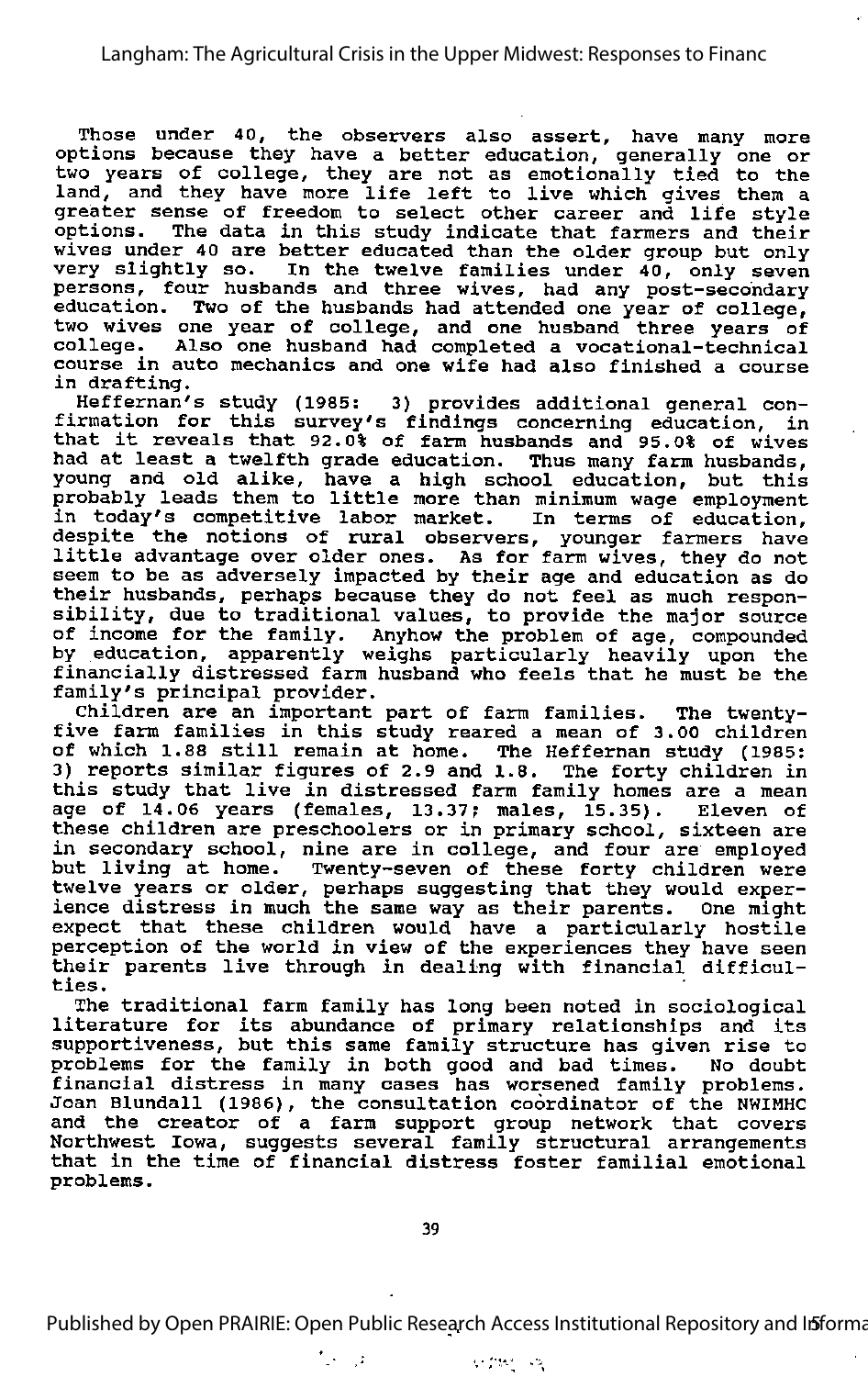Those under 40, the observers also assert, have many more options because they have a better education, generally one or two years of college, they are not as emotionally tied to the land, and they have more life left to live which gives them a greater sense of freedom to select other career and life style options. The data in this study indicate that farmers and their wives under 40 are better educated than the older group but only very slightly so. In the twelve families under 40, only seven persons, four husbands and three wives, had any post-secondary education. Two of the husbands had attended one year of college, two wives one year of college, and one husband three years of college. Also one husband had completed a vocational-technical course in auto mechanics and one wife had also finished a course in drafting.

Heffernan's study (1985: 3) provides additional general confirmation for this survey's findings concerning education, in that it reveals that 92.0% of farm husbands and 95.0% of wives had at least a twelfth grade education. Thus many farm husbands, young and old alike, have a high school education, but this probably leads them to little more than minimum wage employment in today's competitive labor market. In terms of education, despite the notions of rural observers, younger farmers have little advantage over older ones. As for farm wives, they do not seem to be as adversely impacted by their age and education as do their husbands, perhaps because they do not feel as much responsibility, due to traditional values, to provide the major source of income for the family. Anyhow the problem of age, compounded by education, apparently weighs particularly heavily upon the financially distressed farm husband who feels that he must be the family's principal provider.

Children are an important part of farm families. The twenty-five farm families in this study reared a mean of 3.00 children of which 1.88 still remain at home. The Heffernan study (1985: 3) reports similar figures of 2.9 and 1.8. The forty children in this study that live in distressed farm family homes are a mean age of 14.06 years (females, 13.37; males, 15.35). Eleven of these children are preschoolers or in primary school, sixteen are in secondary school, nine are in college, and four are employed but living at home. Twenty-seven of these forty children were twelve years or older, perhaps suggesting that they would experience distress in much the same way as their parents. One might expect that these children would have a particularly hostile perception of the world in view of the experiences they have seen their parents live through in dealing with financial difficulties.

The traditional farm family has long been noted in sociological literature for its abundance of primary relationships and its supportiveness, but this same family structure has given rise to problems for the family in both good and bad times. No doubt financial distress in many cases has worsened family problems. Joan Blundall (1986), the consultation coördinator of the NWIMHC and the creator of a farm support group network that covers Northwest Iowa, suggests several family structural arrangements that in the time of financial distress foster familial emotional problems.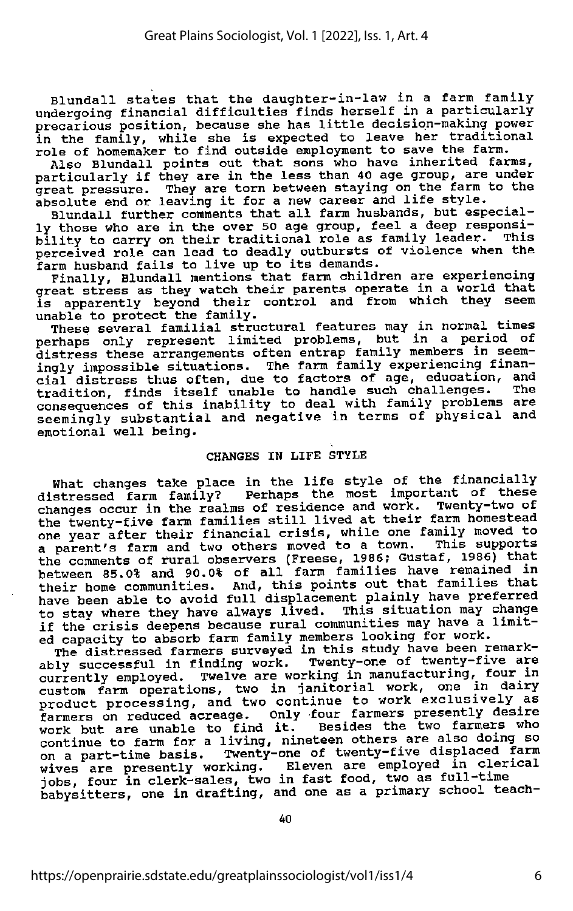Blundall states that the daughter-in-law in a farm family undergoing financial difficulties finds herself in a particularly precarious position, because she has little decision-making power in the family, while she is expected to leave her traditional role of homemaker to find outside employment to save the farm.

Also Blundall points out that sons who have inherited farms, particularly if they are in the less than 40 age group, are under great pressure. They are torn between staying on the farm to the absolute end or leaving it for a new career and life style.

Blundall further comments that all farm husbands, but especially those who are in the over 50 age group, feel a deep responsibility to carry on their traditional role as family leader. This perceived role can lead to deadly outbursts of violence when the farm husband fails to live up to its demands.

Finally, Blundall mentions that farm children are experiencing great stress as they watch their parents operate in a world that is apparently beyond their control and from which they seem unable to protect the family.

These several familial structural features may in normal times perhaps only represent limited problems, but in a period of distress these arrangements often entrap family members in seemingly impossible situations. The farm family experiencing financial distress thus often, due to factors of age, education, and tradition, finds itself unable to handle such challenges. The consequences of this inability to deal with family problems are seemingly substantial and negative in terms of physical and emotional well being.

## CHANGES IN LIFE STYLE

What changes take place in the life style of the financially distressed farm family? Perhaps the most important of these changes occur in the realms of residence and work. Twenty-two of the twenty-five farm families still lived at their farm homestead one year after their financial crisis, while one family moved to a parent's farm and two others moved to a town. This supports the comments of rural observers (Freese, 1986; Gustaf, 1986) that between 85.0% and 90.0% of all farm families have remained in their home communities. And, this points out that families that have been able to avoid full displacement plainly have preferred to stay where they have always lived. This situation may change if the crisis deepens because rural communities may have a limited capacity to absorb farm family members looking for work.

The distressed farmers surveyed in this study have been remarkably successful in finding work. Twenty-one of twenty-five are currently employed. Twelve are working in manufacturing, four in custom farm operations, two in janitorial work, one in dairy product processing, and two continue to work exclusively as farmers on reduced acreage. Only four farmers presently desire work but are unable to find it. Besides the two farmers who continue to farm for a living, nineteen others are also doing so on a part-time basis. Twenty-one of twenty-five displaced farm wives are presently working. Eleven are employed in clerical jobs, four in clerk-sales, two in fast food, two as full-time babysitters, one in drafting, and one as a primary school teach-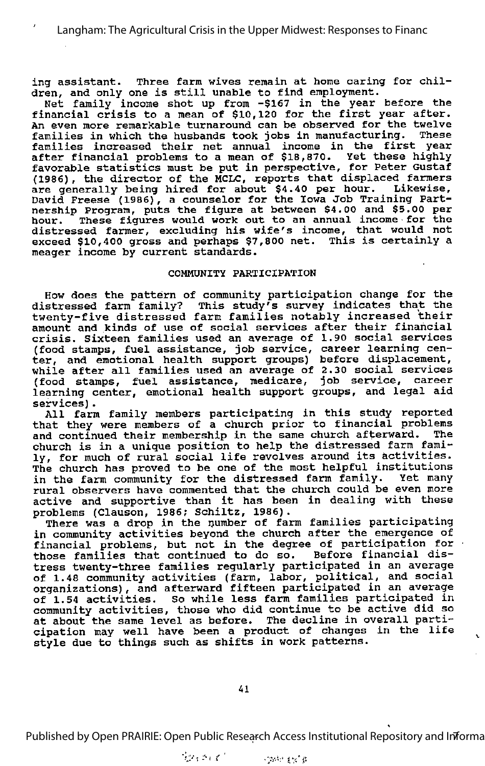ing assistant. Three farm wives remain at home caring for children, and only one is still unable to find employment.

Net family income shot up from -$167 in the year before the financial crisis to a mean of $10,120 for the first year after. An even more remarkable turnaround can be observed for the twelve families in which the husbands took jobs in manufacturing. These families increased their net annual income in the first year after financial problems to a mean of $18,870. Yet these highly favorable statistics must be put in perspective, for Peter Gustaf (1986), the director of the MCLC, reports that displaced farmers are generally being hired for about $4.40 per hour. Likewise, David Freese (1986), a counselor for the Iowa Job Training Partnership Program, puts the figure at between $4.00 and $5.00 per hour. These figures would work out to an annual income for the distressed farmer, excluding his wife's income, that would not exceed $10,400 gross and perhaps $7,800 net. This is certainly a meager income by current standards.

## COMMUNITY PARTICIPATION

How does the pattern of community participation change for the distressed farm family? This study's survey indicates that the twenty-five distressed farm families notably increased their amount and kinds of use of social services after their financial crisis. Sixteen families used an average of 1.90 social services (food stamps, fuel assistance, job service, career learning center, and emotional health support groups) before displacement, while after all families used an average of 2.30 social services (food stamps, fuel assistance, medicare, job service, career learning center, emotional health support groups, and legal aid services).

All farm family members participating in this study reported that they were members of a church prior to financial problems and continued their membership in the same church afterward. The church is in a unique position to help the distressed farm family, for much of rural social life revolves around its activities. The church has proved to be one of the most helpful institutions in the farm community for the distressed farm family. Yet many rural observers have commented that the church could be even more active and supportive than it has been in dealing with these problems (Clauson, 1986; Schiltz, 1986).

There was a drop in the number of farm families participating in community activities beyond the church after the emergence of financial problems, but not in the degree of participation for those families that continued to do so. Before financial distress twenty-three families regularly participated in an average of 1.48 community activities (farm, labor, political, and social organizations), and afterward fifteen participated in an average of 1.54 activities. So while less farm families participated in community activities, those who did continue to be active did so at about the same level as before. The decline in overall participation may well have been a product of changes in the life style due to things such as shifts in work patterns.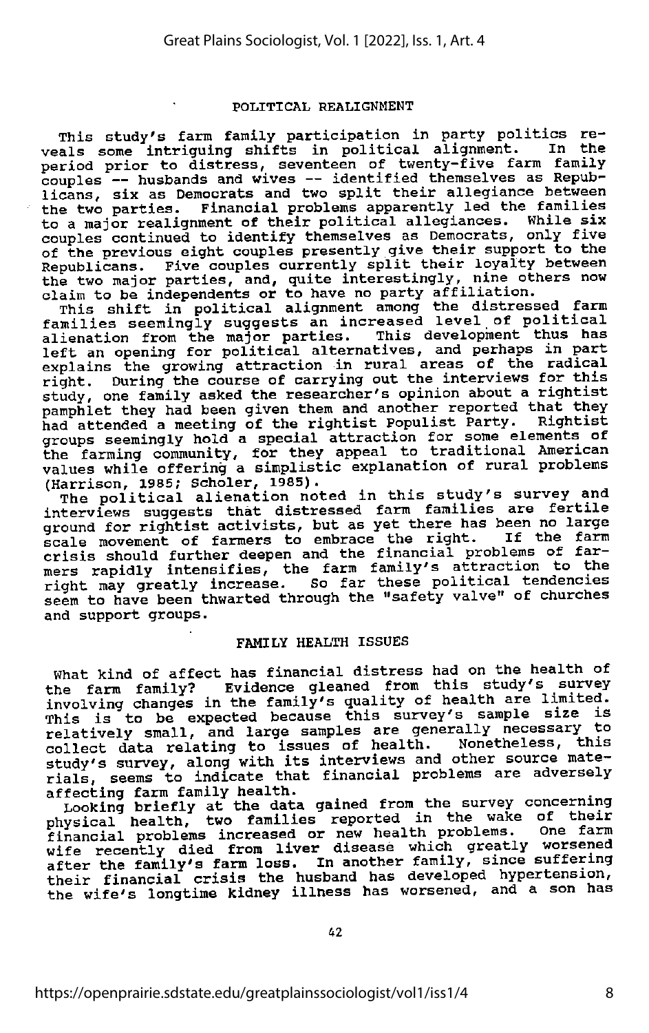## POLITICAL REALIGNMENT

This study's farm family participation in party politics reveals some intriguing shifts in political alignment. In the period prior to distress, seventeen of twenty-five farm family couples -- husbands and wives -- identified themselves as Republicans, six as Democrats and two split their allegiance between the two parties. Financial problems apparently led the families to a major realignment of their political allegiances. While six couples continued to identify themselves as Democrats, only five of the previous eight couples presently give their support to the Republicans. Five couples currently split their loyalty between the two major parties, and, quite interestingly, nine others now claim to be independents or to have no party affiliation.

This shift in political alignment among the distressed farm families seemingly suggests an increased level of political alienation from the major parties. This development thus has left an opening for political alternatives, and perhaps in part explains the growing attraction in rural areas of the radical right. During the course of carrying out the interviews for this study, one family asked the researcher's opinion about a rightist pamphlet they had been given them and another reported that they had attended a meeting of the rightist Populist Party. Rightist groups seemingly hold a special attraction for some elements of the farming community, for they appeal to traditional American values while offering a simplistic explanation of rural problems (Harrison, 1985; Scholer, 1985).

The political alienation noted in this study's survey and interviews suggests that distressed farm families are fertile ground for rightist activists, but as yet there has been no large scale movement of farmers to embrace the right. If the farm crisis should further deepen and the financial problems of farmers rapidly intensifies, the farm family's attraction to the right may greatly increase. So far these political tendencies seem to have been thwarted through the "safety valve" of churches and support groups.

## FAMILY HEALTH ISSUES

What kind of affect has financial distress had on the health of the farm family? Evidence gleaned from this study's survey involving changes in the family's quality of health are limited. This is to be expected because this survey's sample size is relatively small, and large samples are generally necessary to collect data relating to issues of health. Nonetheless, this study's survey, along with its interviews and other source materials, seems to indicate that financial problems are adversely affecting farm family health.

Looking briefly at the data gained from the survey concerning physical health, two families reported in the wake of their financial problems increased or new health problems. One farm wife recently died from liver disease which greatly worsened after the family's farm loss. In another family, since suffering their financial crisis the husband has developed hypertension, the wife's longtime kidney illness has worsened, and a son has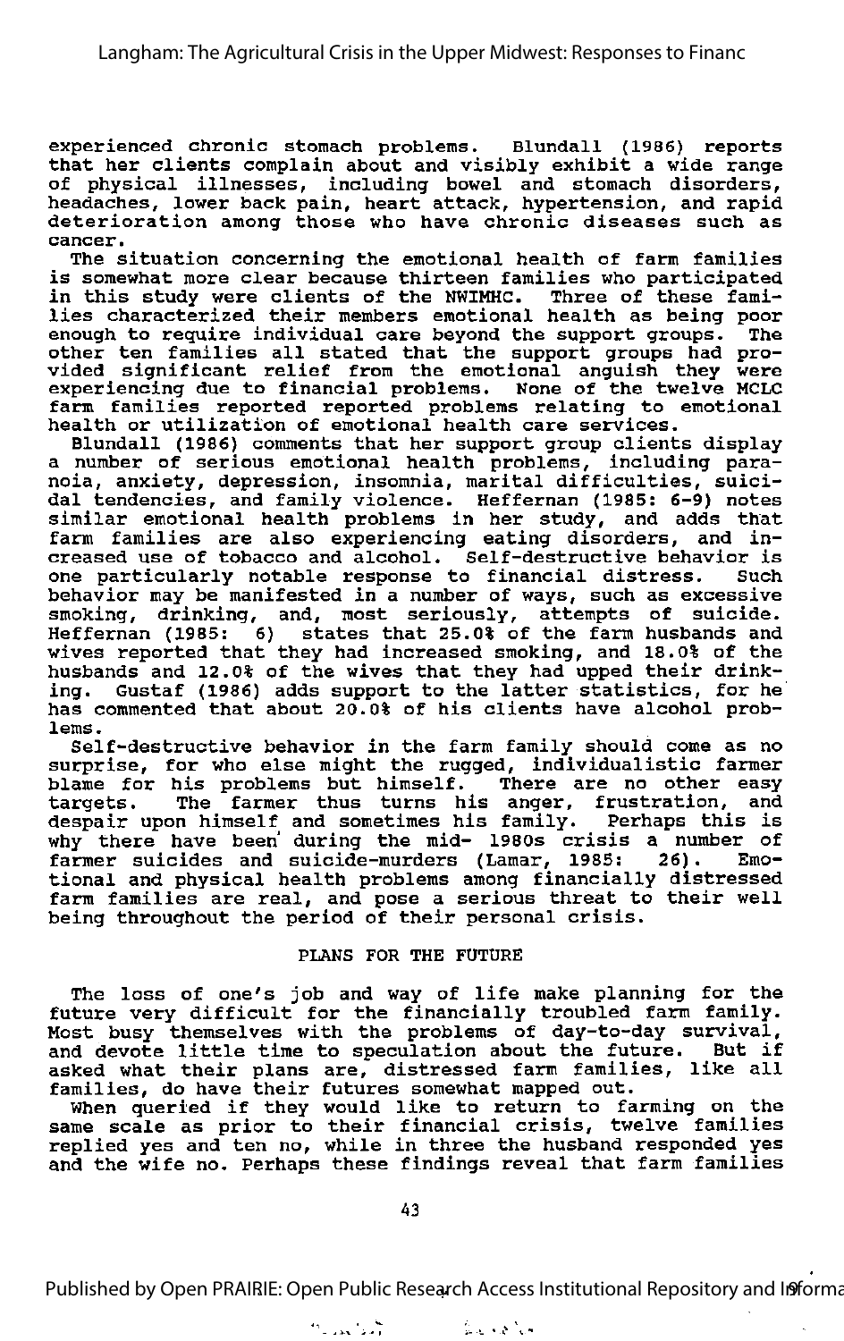experienced chronic stomach problems. Blundall (1986) reports that her clients complain about and visibly exhibit a wide range of physical illnesses, including bowel and stomach disorders, headaches, lower back pain, heart attack, hypertension, and rapid deterioration among those who have chronic diseases such as cancer.

The situation concerning the emotional health of farm families is somewhat more clear because thirteen families who participated in this study were clients of the NWIMHC. Three of these families characterized their members emotional health as being poor enough to require individual care beyond the support groups. The other ten families all stated that the support groups had provided significant relief from the emotional anguish they were experiencing due to financial problems. None of the twelve MCLC farm families reported reported problems relating to emotional health or utilization of emotional health care services.

Blundall (1986) comments that her support group clients display a number of serious emotional health problems, including paranoia, anxiety, depression, insomnia, marital difficulties, suicidal tendencies, and family violence. Heffernan (1985: 6-9) notes similar emotional health problems in her study, and adds that farm families are also experiencing eating disorders, and increased use of tobacco and alcohol. Self-destructive behavior is one particularly notable response to financial distress. Such behavior may be manifested in a number of ways, such as excessive smoking, drinking, and, most seriously, attempts of suicide. Heffernan (1985: 6) states that 25.0% of the farm husbands and wives reported that they had increased smoking, and 18.0% of the husbands and 12.0% of the wives that they had upped their drinking. Gustaf (1986) adds support to the latter statistics, for he has commented that about 20.0% of his clients have alcohol problems.

Self-destructive behavior in the farm family should come as no surprise, for who else might the rugged, individualistic farmer blame for his problems but himself. There are no other easy targets. The farmer thus turns his anger, frustration, and despair upon himself and sometimes his family. Perhaps this is why there have been during the mid- 1980s crisis a number of farmer suicides and suicide-murders (Lamar, 1985: 26). Emotional and physical health problems among financially distressed farm families are real, and pose a serious threat to their well being throughout the period of their personal crisis.

## PLANS FOR THE FUTURE

The loss of one's job and way of life make planning for the future very difficult for the financially troubled farm family. Most busy themselves with the problems of day-to-day survival, and devote little time to speculation about the future. But if asked what their plans are, distressed farm families, like all families, do have their futures somewhat mapped out.

When queried if they would like to return to farming on the same scale as prior to their financial crisis, twelve families replied yes and ten no, while in three the husband responded yes and the wife no. Perhaps these findings reveal that farm families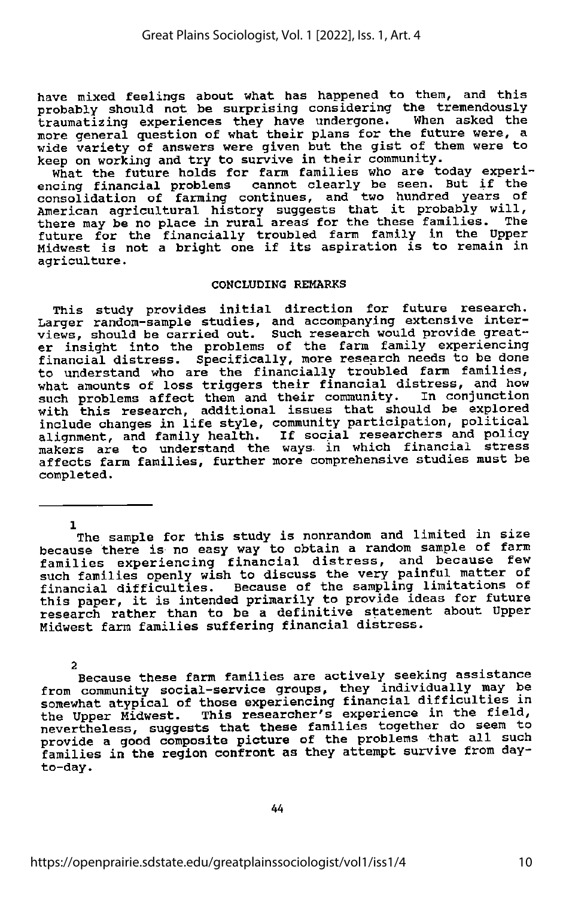have mixed feelings about what has happened to them, and this probably should not be surprising considering the tremendously traumatizing experiences they have undergone. When asked the more general question of what their plans for the future were, a wide variety of answers were given but the gist of them were to keep on working and try to survive in their community.

What the future holds for farm families who are today experiencing financial problems cannot clearly be seen. But if the consolidation of farming continues, and two hundred years of American agricultural history suggests that it probably will, there may be no place in rural areas for the these families. The future for the financially troubled farm family in the Upper Midwest is not a bright one if its aspiration is to remain in agriculture.

## CONCLUDING REMARKS

This study provides initial direction for future research. Larger random-sample studies, and accompanying extensive interviews, should be carried out. Such research would provide greater insight into the problems of the farm family experiencing financial distress. Specifically, more research needs to be done to understand who are the financially troubled farm families, what amounts of loss triggers their financial distress, and how such problems affect them and their community. In conjunction with this research, additional issues that should be explored include changes in life style, community participation, political alignment, and family health. If social researchers and policy makers are to understand the ways in which financial stress affects farm families, further more comprehensive studies must be completed.

---

[1] The sample for this study is nonrandom and limited in size because there is no easy way to obtain a random sample of farm families experiencing financial distress, and because few such families openly wish to discuss the very painful matter of financial difficulties. Because of the sampling limitations of this paper, it is intended primarily to provide ideas for future research rather than to be a definitive statement about Upper Midwest farm families suffering financial distress.

[2] Because these farm families are actively seeking assistance from community social-service groups, they individually may be somewhat atypical of those experiencing financial difficulties in the Upper Midwest. This researcher's experience in the field, nevertheless, suggests that these families together do seem to provide a good composite picture of the problems that all such families in the region confront as they attempt survive from day-to-day.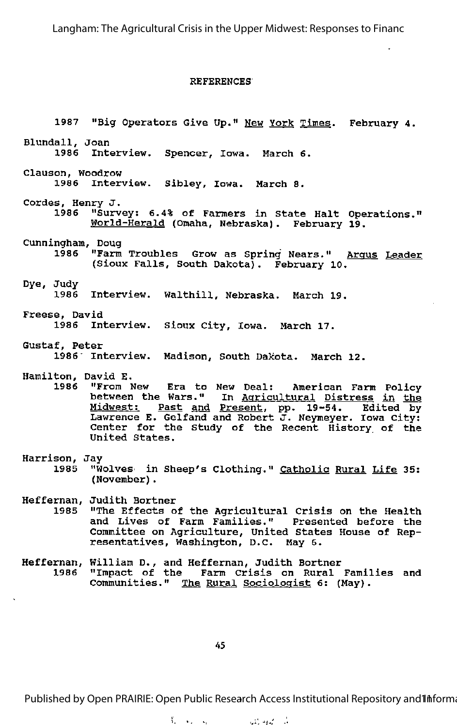# REFERENCES

1987 "Big Operators Give Up." New York Times. February 4.

Blundall, Joan
1986 Interview. Spencer, Iowa. March 6.

Clauson, Woodrow
1986 Interview. Sibley, Iowa. March 8.

Cordes, Henry J.
1986 "Survey: 6.4% of Farmers in State Halt Operations." World-Herald (Omaha, Nebraska). February 19.

Cunningham, Doug
1986 "Farm Troubles Grow as Spring Nears." Argus Leader (Sioux Falls, South Dakota). February 10.

Dye, Judy
1986 Interview. Walthill, Nebraska. March 19.

Freese, David
1986 Interview. Sioux City, Iowa. March 17.

Gustaf, Peter
1986 Interview. Madison, South Dakota. March 12.

Hamilton, David E.
1986 "From New Era to New Deal: American Farm Policy between the Wars." In Agricultural Distress in the Midwest: Past and Present, pp. 19-54. Edited by Lawrence E. Gelfand and Robert J. Neymeyer. Iowa City: Center for the Study of the Recent History of the United States.

Harrison, Jay
1985 "Wolves in Sheep's Clothing." Catholic Rural Life 35: (November).

Heffernan, Judith Bortner
1985 "The Effects of the Agricultural Crisis on the Health and Lives of Farm Families." Presented before the Committee on Agriculture, United States House of Representatives, Washington, D.C. May 6.

Heffernan, William D., and Heffernan, Judith Bortner
1986 "Impact of the Farm Crisis on Rural Families and Communities." The Rural Sociologist 6: (May).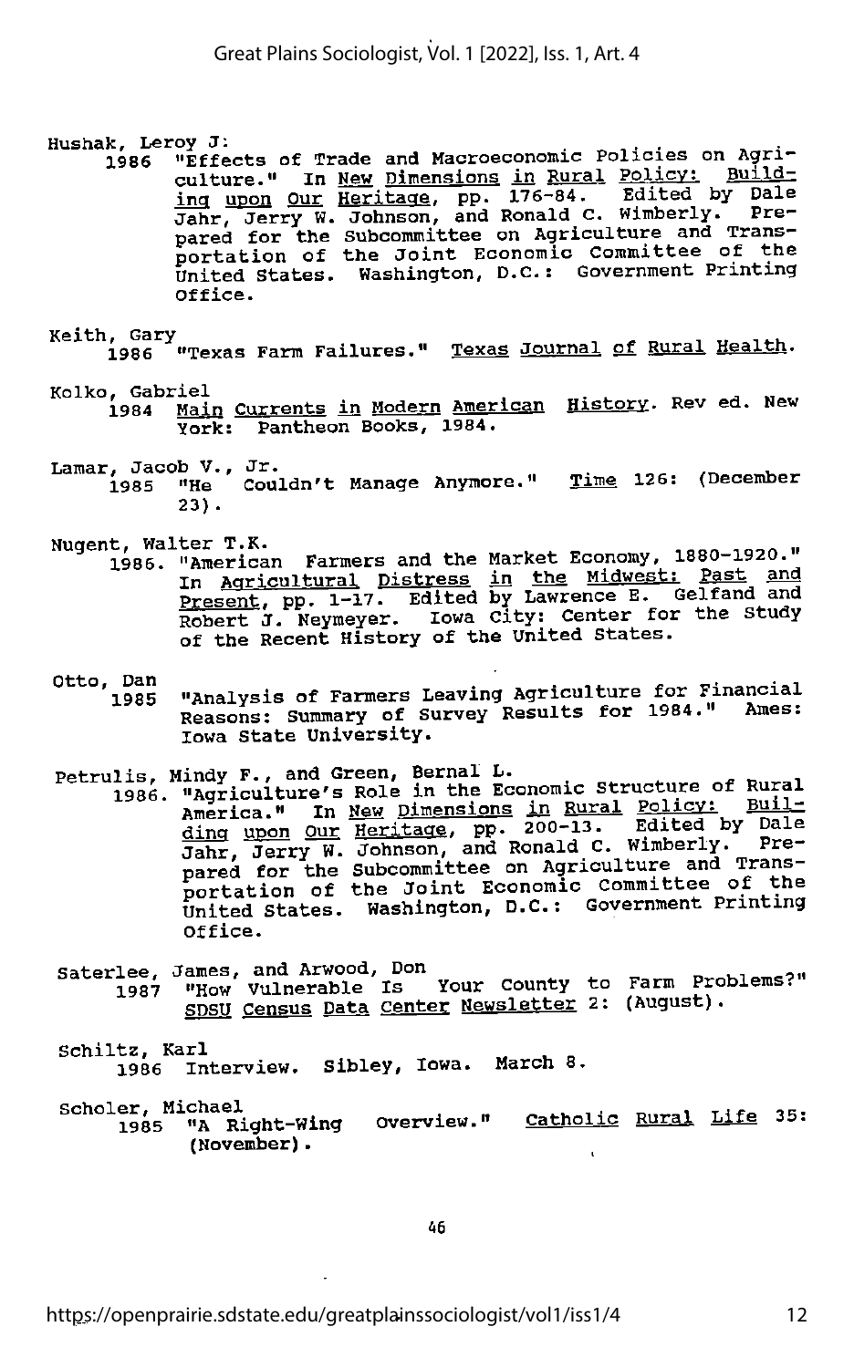Hushak, Leroy J.
1986 "Effects of Trade and Macroeconomic Policies on Agriculture." In *New Dimensions in Rural Policy: Building upon Our Heritage*, pp. 176-84. Edited by Dale Jahr, Jerry W. Johnson, and Ronald C. Wimberly. Prepared for the Subcommittee on Agriculture and Transportation of the Joint Economic Committee of the United States. Washington, D.C.: Government Printing Office.

Keith, Gary
1986 "Texas Farm Failures." *Texas Journal of Rural Health*.

Kolko, Gabriel
1984 *Main Currents in Modern American History*. Rev ed. New York: Pantheon Books, 1984.

Lamar, Jacob V., Jr.
1985 "He Couldn't Manage Anymore." *Time* 126: (December 23).

Nugent, Walter T.K.
1986. "American Farmers and the Market Economy, 1880-1920." In *Agricultural Distress in the Midwest: Past and Present*, pp. 1-17. Edited by Lawrence E. Gelfand and Robert J. Neymeyer. Iowa City: Center for the Study of the Recent History of the United States.

Otto, Dan
1985 "Analysis of Farmers Leaving Agriculture for Financial Reasons: Summary of Survey Results for 1984." Ames: Iowa State University.

Petrulis, Mindy F., and Green, Bernal L.
1986. "Agriculture's Role in the Economic Structure of Rural America." In *New Dimensions in Rural Policy: Building upon Our Heritage*, pp. 200-13. Edited by Dale Jahr, Jerry W. Johnson, and Ronald C. Wimberly. Prepared for the Subcommittee on Agriculture and Transportation of the Joint Economic Committee of the United States. Washington, D.C.: Government Printing Office.

Saterlee, James, and Arwood, Don
1987 "How Vulnerable Is Your County to Farm Problems?" *SDSU Census Data Center Newsletter* 2: (August).

Schiltz, Karl
1986 Interview. Sibley, Iowa. March 8.

Scholer, Michael
1985 "A Right-Wing Overview." *Catholic Rural Life* 35: (November).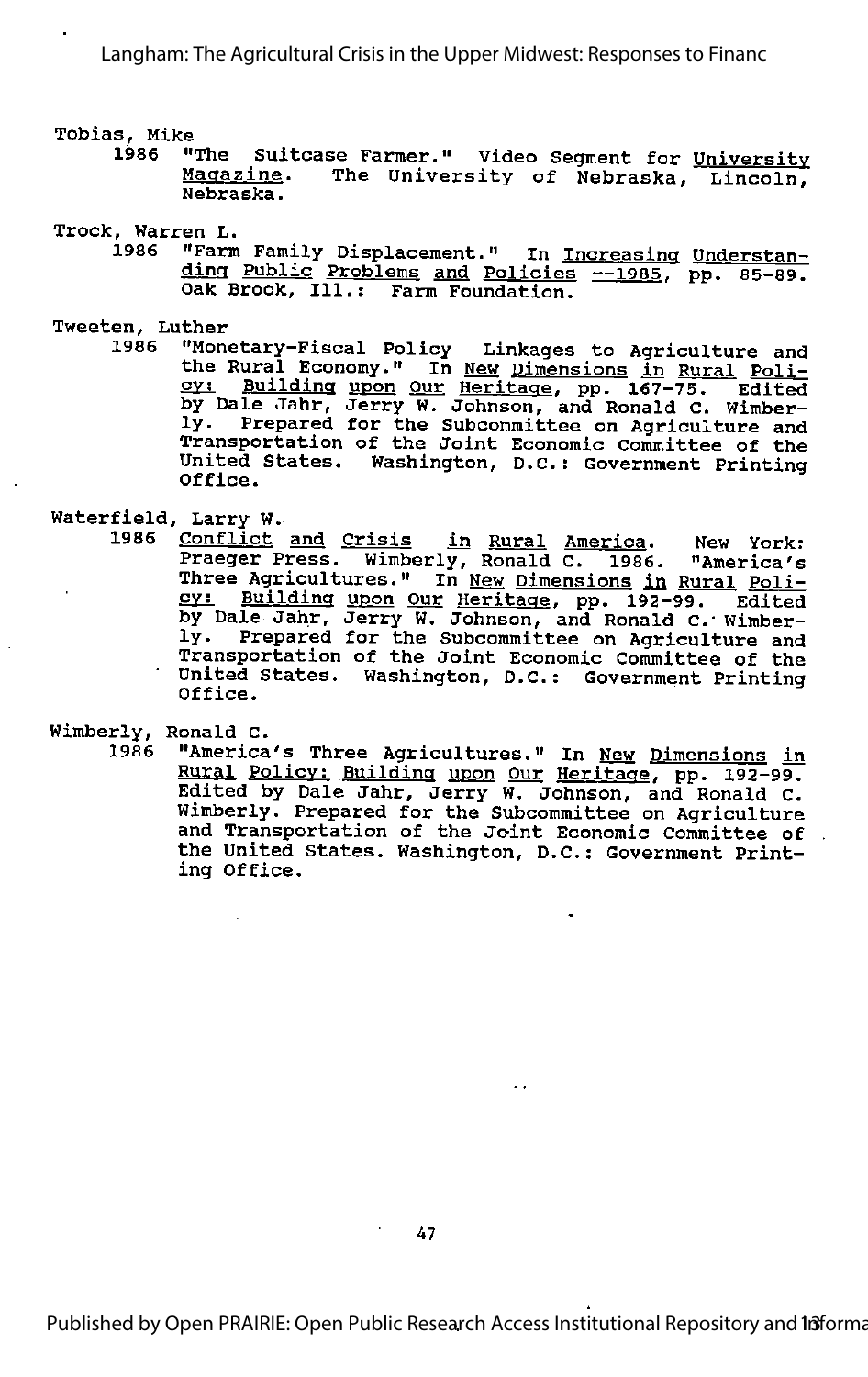Tobias, Mike

1986 "The Suitcase Farmer." Video Segment for University Magazine. The University of Nebraska, Lincoln, Nebraska.

Trock, Warren L.

1986 "Farm Family Displacement." In Increasing Understanding Public Problems and Policies --1985, pp. 85-89. Oak Brook, Ill.: Farm Foundation.

Tweeten, Luther

1986 "Monetary-Fiscal Policy Linkages to Agriculture and the Rural Economy." In New Dimensions in Rural Policy: Building upon Our Heritage, pp. 167-75. Edited by Dale Jahr, Jerry W. Johnson, and Ronald C. Wimberly. Prepared for the Subcommittee on Agriculture and Transportation of the Joint Economic Committee of the United States. Washington, D.C.: Government Printing Office.

Waterfield, Larry W.

1986 Conflict and Crisis in Rural America. New York: Praeger Press. Wimberly, Ronald C. 1986. "America's Three Agricultures." In New Dimensions in Rural Policy: Building upon Our Heritage, pp. 192-99. Edited by Dale Jahr, Jerry W. Johnson, and Ronald C. Wimberly. Prepared for the Subcommittee on Agriculture and Transportation of the Joint Economic Committee of the United States. Washington, D.C.: Government Printing Office.

Wimberly, Ronald C.

1986 "America's Three Agricultures." In New Dimensions in Rural Policy: Building upon Our Heritage, pp. 192-99. Edited by Dale Jahr, Jerry W. Johnson, and Ronald C. Wimberly. Prepared for the Subcommittee on Agriculture and Transportation of the Joint Economic Committee of the United States. Washington, D.C.: Government Printing Office.